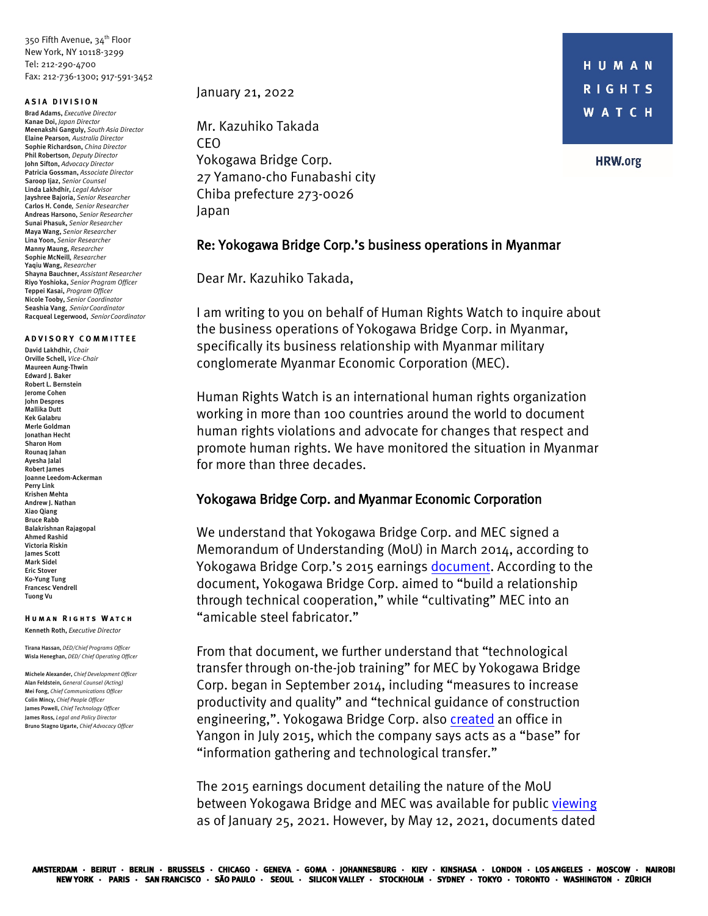350 Fifth Avenue, 34th Floor
New York, NY 10118-3299
Tel: 212-290-4700
Fax: 212-736-1300; 917-591-3452

**ASIA DIVISION**

**Brad Adams**, *Executive Director*
**Kanae Doi**, *Japan Director*
**Meenakshi Ganguly**, *South Asia Director*
**Elaine Pearson**, *Australia Director*
**Sophie Richardson**, *China Director*
**Phil Robertson**, *Deputy Director*
**John Sifton**, *Advocacy Director*
**Patricia Gossman**, *Associate Director*
**Saroop Ijaz**, *Senior Counsel*
**Linda Lakhdhir**, *Legal Advisor*
**Jayshree Bajoria**, *Senior Researcher*
**Carlos H. Conde**, *Senior Researcher*
**Andreas Harsono**, *Senior Researcher*
**Sunai Phasuk**, *Senior Researcher*
**Maya Wang**, *Senior Researcher*
**Lina Yoon**, *Senior Researcher*
**Manny Maung**, *Researcher*
**Sophie McNeill**, *Researcher*
**Yaqiu Wang**, *Researcher*
**Shayna Bauchner**, *Assistant Researcher*
**Riyo Yoshioka**, *Senior Program Officer*
**Teppei Kasai**, *Program Officer*
**Nicole Tooby**, *Senior Coordinator*
**Seashia Vang**, *Senior Coordinator*
**Racqueal Legerwood**, *Senior Coordinator*

**ADVISORY COMMITTEE**

**David Lakhdhir**, *Chair*
**Orville Schell**, *Vice-Chair*
**Maureen Aung-Thwin**
**Edward J. Baker**
**Robert L. Bernstein**
**Jerome Cohen**
**John Despres**
**Mallika Dutt**
**Kek Galabru**
**Merle Goldman**
**Jonathan Hecht**
**Sharon Hom**
**Rounaq Jahan**
**Ayesha Jalal**
**Robert James**
**Joanne Leedom-Ackerman**
**Perry Link**
**Krishen Mehta**
**Andrew J. Nathan**
**Xiao Qiang**
**Bruce Rabb**
**Balakrishnan Rajagopal**
**Ahmed Rashid**
**Victoria Riskin**
**James Scott**
**Mark Sidel**
**Eric Stover**
**Ko-Yung Tung**
**Francesc Vendrell**
**Tuong Vu**

**HUMAN RIGHTS WATCH**

**Kenneth Roth**, *Executive Director*

**Tirana Hassan**, *DED/Chief Programs Officer*
**Wisla Heneghan**, *DED/ Chief Operating Officer*

**Michele Alexander**, *Chief Development Officer*
**Alan Feldstein**, *General Counsel (Acting)*
**Mei Fong**, *Chief Communications Officer*
**Colin Mincy**, *Chief People Officer*
**James Powell**, *Chief Technology Officer*
**James Ross**, *Legal and Policy Director*
**Bruno Stagno Ugarte**, *Chief Advocacy Officer*

HUMAN RIGHTS WATCH

HRW.org

January 21, 2022

Mr. Kazuhiko Takada
CEO
Yokogawa Bridge Corp.
27 Yamano-cho Funabashi city
Chiba prefecture 273-0026
Japan

## Re: Yokogawa Bridge Corp.'s business operations in Myanmar

Dear Mr. Kazuhiko Takada,

I am writing to you on behalf of Human Rights Watch to inquire about the business operations of Yokogawa Bridge Corp. in Myanmar, specifically its business relationship with Myanmar military conglomerate Myanmar Economic Corporation (MEC).

Human Rights Watch is an international human rights organization working in more than 100 countries around the world to document human rights violations and advocate for changes that respect and promote human rights. We have monitored the situation in Myanmar for more than three decades.

## Yokogawa Bridge Corp. and Myanmar Economic Corporation

We understand that Yokogawa Bridge Corp. and MEC signed a Memorandum of Understanding (MoU) in March 2014, according to Yokogawa Bridge Corp.'s 2015 earnings document. According to the document, Yokogawa Bridge Corp. aimed to "build a relationship through technical cooperation," while "cultivating" MEC into an "amicable steel fabricator."

From that document, we further understand that "technological transfer through on-the-job training" for MEC by Yokogawa Bridge Corp. began in September 2014, including "measures to increase productivity and quality" and "technical guidance of construction engineering,". Yokogawa Bridge Corp. also created an office in Yangon in July 2015, which the company says acts as a "base" for "information gathering and technological transfer."

The 2015 earnings document detailing the nature of the MoU between Yokogawa Bridge and MEC was available for public viewing as of January 25, 2021. However, by May 12, 2021, documents dated

AMSTERDAM · BEIRUT · BERLIN · BRUSSELS · CHICAGO · GENEVA · GOMA · JOHANNESBURG · KIEV · KINSHASA · LONDON · LOS ANGELES · MOSCOW · NAIROBI · NEW YORK · PARIS · SAN FRANCISCO · SÃO PAULO · SEOUL · SILICON VALLEY · STOCKHOLM · SYDNEY · TOKYO · TORONTO · WASHINGTON · ZÜRICH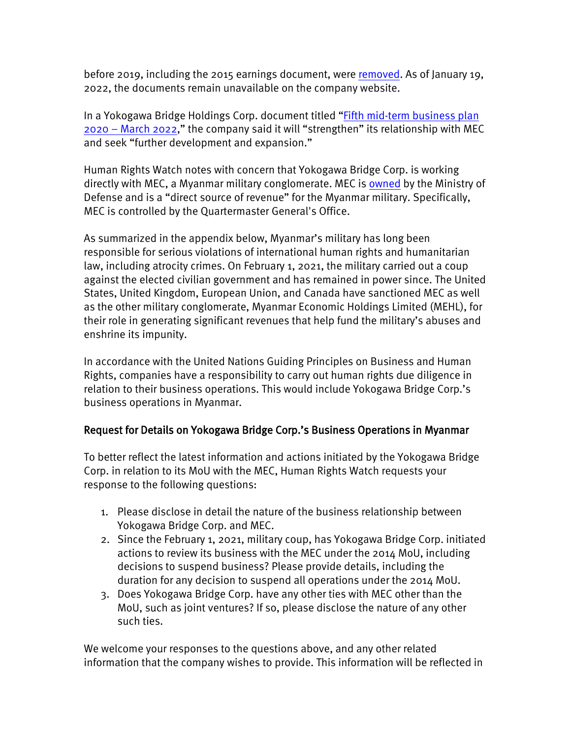before 2019, including the 2015 earnings document, were removed. As of January 19, 2022, the documents remain unavailable on the company website.

In a Yokogawa Bridge Holdings Corp. document titled "Fifth mid-term business plan 2020 – March 2022," the company said it will "strengthen" its relationship with MEC and seek "further development and expansion."

Human Rights Watch notes with concern that Yokogawa Bridge Corp. is working directly with MEC, a Myanmar military conglomerate. MEC is owned by the Ministry of Defense and is a "direct source of revenue" for the Myanmar military. Specifically, MEC is controlled by the Quartermaster General's Office.

As summarized in the appendix below, Myanmar's military has long been responsible for serious violations of international human rights and humanitarian law, including atrocity crimes. On February 1, 2021, the military carried out a coup against the elected civilian government and has remained in power since. The United States, United Kingdom, European Union, and Canada have sanctioned MEC as well as the other military conglomerate, Myanmar Economic Holdings Limited (MEHL), for their role in generating significant revenues that help fund the military's abuses and enshrine its impunity.

In accordance with the United Nations Guiding Principles on Business and Human Rights, companies have a responsibility to carry out human rights due diligence in relation to their business operations. This would include Yokogawa Bridge Corp.'s business operations in Myanmar.

## Request for Details on Yokogawa Bridge Corp.'s Business Operations in Myanmar

To better reflect the latest information and actions initiated by the Yokogawa Bridge Corp. in relation to its MoU with the MEC, Human Rights Watch requests your response to the following questions:

1. Please disclose in detail the nature of the business relationship between Yokogawa Bridge Corp. and MEC.
2. Since the February 1, 2021, military coup, has Yokogawa Bridge Corp. initiated actions to review its business with the MEC under the 2014 MoU, including decisions to suspend business? Please provide details, including the duration for any decision to suspend all operations under the 2014 MoU.
3. Does Yokogawa Bridge Corp. have any other ties with MEC other than the MoU, such as joint ventures? If so, please disclose the nature of any other such ties.

We welcome your responses to the questions above, and any other related information that the company wishes to provide. This information will be reflected in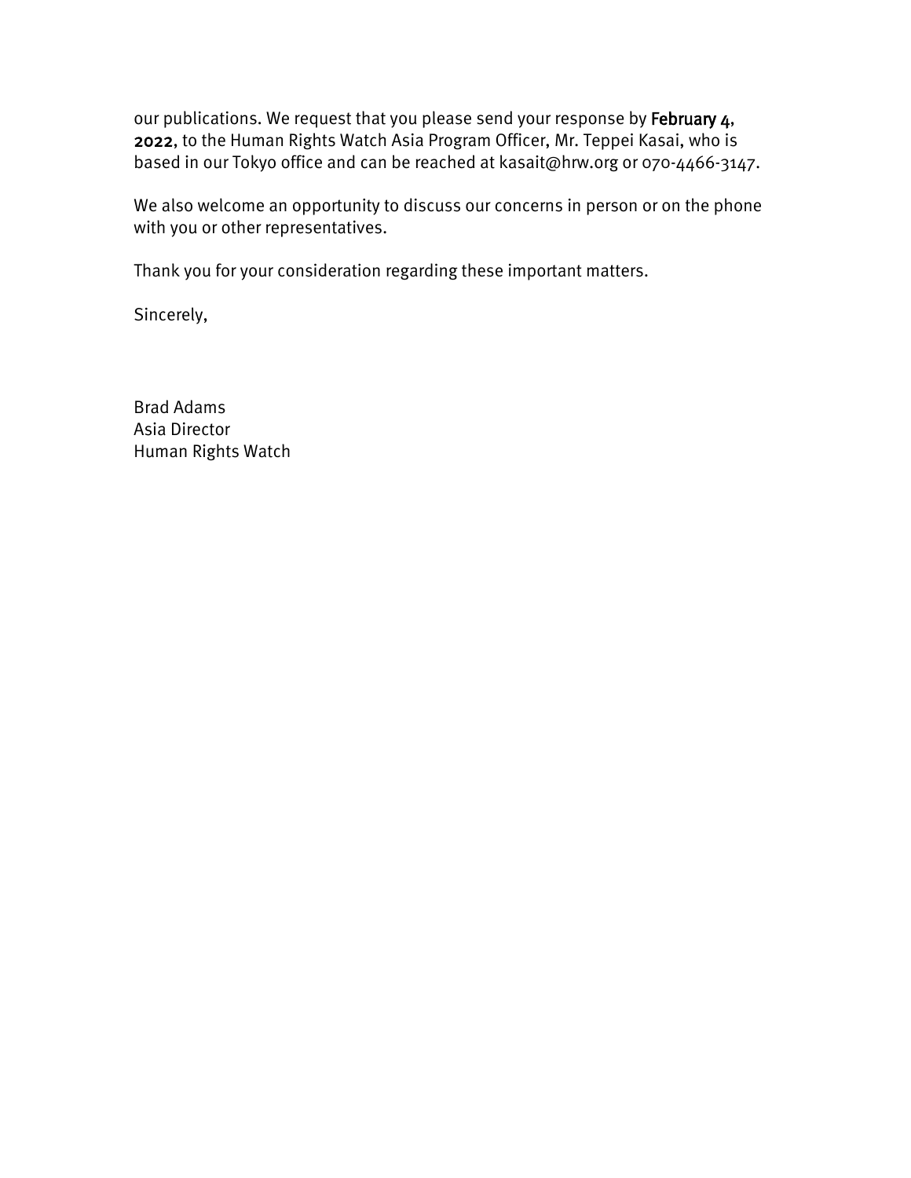our publications. We request that you please send your response by **February 4, 2022**, to the Human Rights Watch Asia Program Officer, Mr. Teppei Kasai, who is based in our Tokyo office and can be reached at kasait@hrw.org or 070-4466-3147.

We also welcome an opportunity to discuss our concerns in person or on the phone with you or other representatives.

Thank you for your consideration regarding these important matters.

Sincerely,

Brad Adams
Asia Director
Human Rights Watch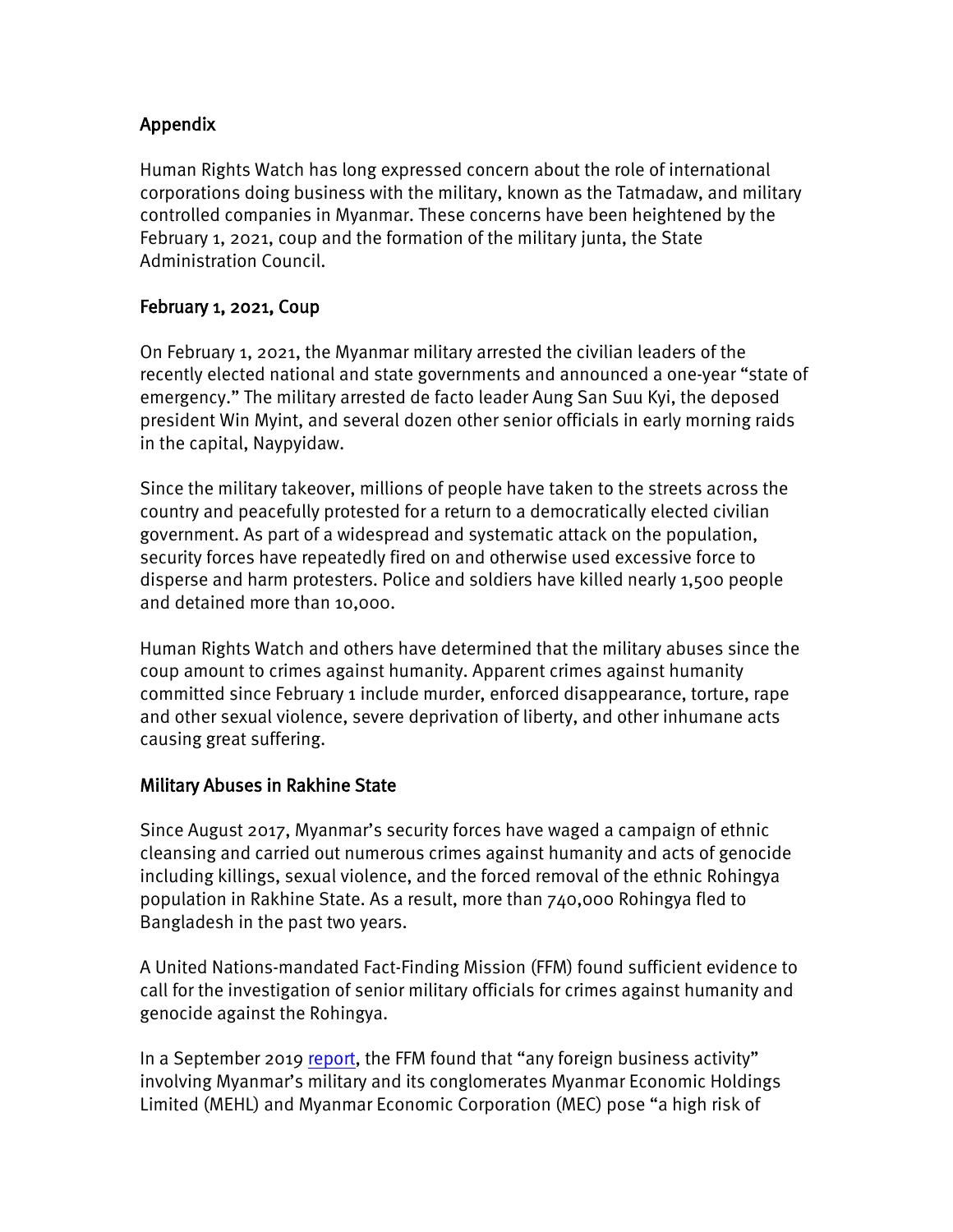## Appendix

Human Rights Watch has long expressed concern about the role of international corporations doing business with the military, known as the Tatmadaw, and military controlled companies in Myanmar. These concerns have been heightened by the February 1, 2021, coup and the formation of the military junta, the State Administration Council.

### February 1, 2021, Coup

On February 1, 2021, the Myanmar military arrested the civilian leaders of the recently elected national and state governments and announced a one-year "state of emergency." The military arrested de facto leader Aung San Suu Kyi, the deposed president Win Myint, and several dozen other senior officials in early morning raids in the capital, Naypyidaw.

Since the military takeover, millions of people have taken to the streets across the country and peacefully protested for a return to a democratically elected civilian government. As part of a widespread and systematic attack on the population, security forces have repeatedly fired on and otherwise used excessive force to disperse and harm protesters. Police and soldiers have killed nearly 1,500 people and detained more than 10,000.

Human Rights Watch and others have determined that the military abuses since the coup amount to crimes against humanity. Apparent crimes against humanity committed since February 1 include murder, enforced disappearance, torture, rape and other sexual violence, severe deprivation of liberty, and other inhumane acts causing great suffering.

### Military Abuses in Rakhine State

Since August 2017, Myanmar's security forces have waged a campaign of ethnic cleansing and carried out numerous crimes against humanity and acts of genocide including killings, sexual violence, and the forced removal of the ethnic Rohingya population in Rakhine State. As a result, more than 740,000 Rohingya fled to Bangladesh in the past two years.

A United Nations-mandated Fact-Finding Mission (FFM) found sufficient evidence to call for the investigation of senior military officials for crimes against humanity and genocide against the Rohingya.

In a September 2019 report, the FFM found that "any foreign business activity" involving Myanmar's military and its conglomerates Myanmar Economic Holdings Limited (MEHL) and Myanmar Economic Corporation (MEC) pose "a high risk of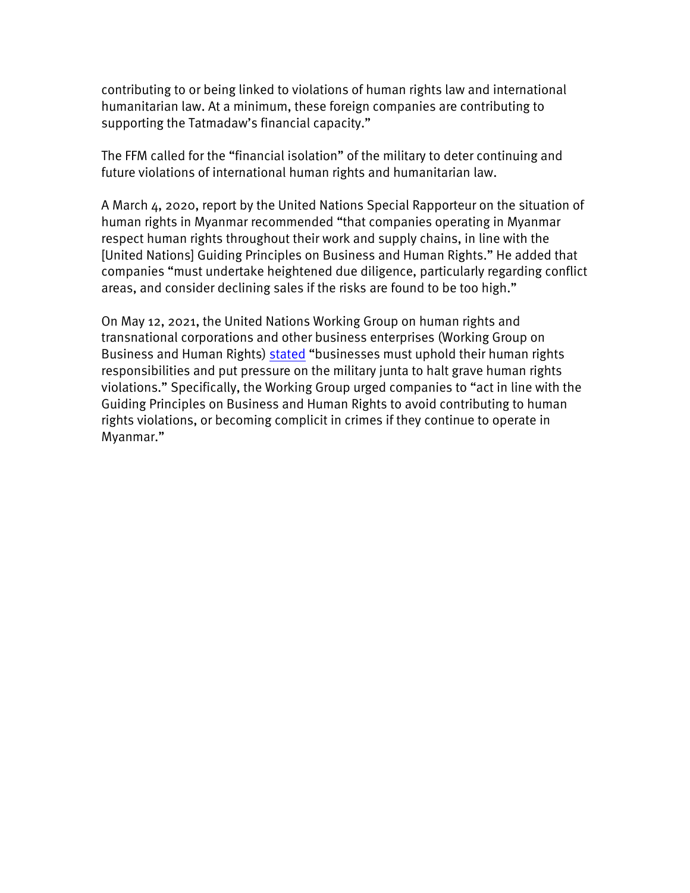contributing to or being linked to violations of human rights law and international humanitarian law. At a minimum, these foreign companies are contributing to supporting the Tatmadaw's financial capacity."

The FFM called for the "financial isolation" of the military to deter continuing and future violations of international human rights and humanitarian law.

A March 4, 2020, report by the United Nations Special Rapporteur on the situation of human rights in Myanmar recommended "that companies operating in Myanmar respect human rights throughout their work and supply chains, in line with the [United Nations] Guiding Principles on Business and Human Rights." He added that companies "must undertake heightened due diligence, particularly regarding conflict areas, and consider declining sales if the risks are found to be too high."

On May 12, 2021, the United Nations Working Group on human rights and transnational corporations and other business enterprises (Working Group on Business and Human Rights) stated "businesses must uphold their human rights responsibilities and put pressure on the military junta to halt grave human rights violations." Specifically, the Working Group urged companies to "act in line with the Guiding Principles on Business and Human Rights to avoid contributing to human rights violations, or becoming complicit in crimes if they continue to operate in Myanmar."